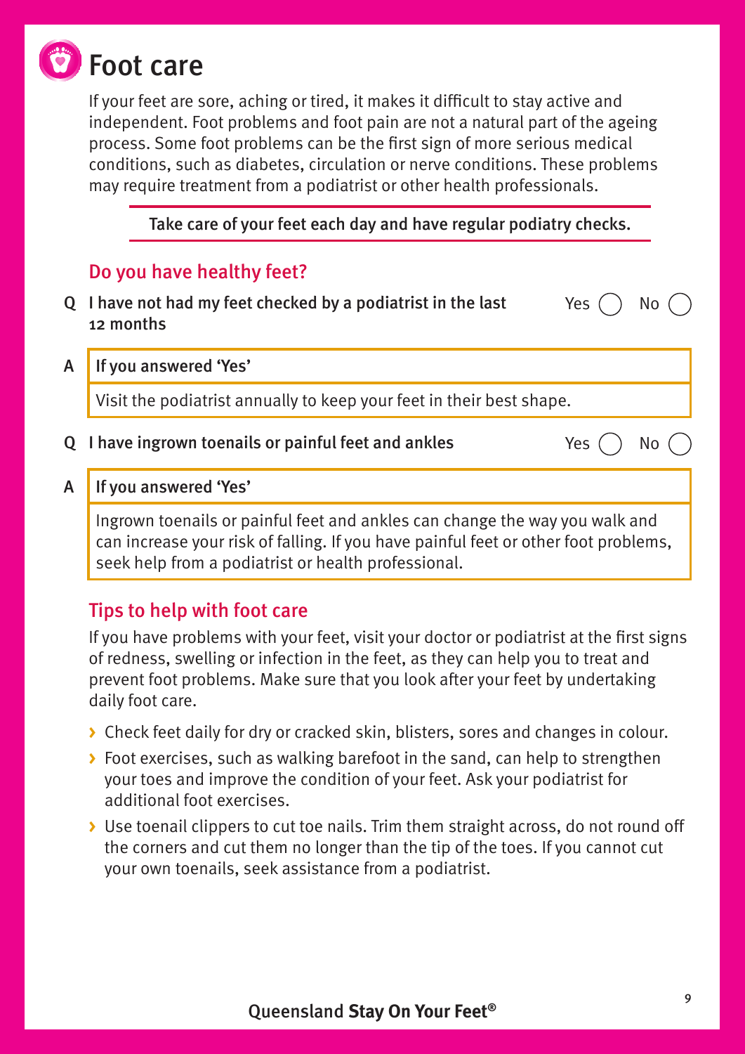# Foot care

If your feet are sore, aching or tired, it makes it difficult to stay active and independent. Foot problems and foot pain are not a natural part of the ageing process. Some foot problems can be the first sign of more serious medical conditions, such as diabetes, circulation or nerve conditions. These problems may require treatment from a podiatrist or other health professionals.

**Take care of your feet each day and have regular podiatry checks.**

## Do you have healthy feet?

**Q I have not had my feet checked by a podiatrist in the last 12 months** Yes ( ) No ( )

**A If you answered 'Yes'**

Visit the podiatrist annually to keep your feet in their best shape.

**Q I have ingrown toenails or painful feet and ankles** Yes ( ) No ( )

**A If you answered 'Yes'**

Ingrown toenails or painful feet and ankles can change the way you walk and can increase your risk of falling. If you have painful feet or other foot problems, seek help from a podiatrist or health professional.

## Tips to help with foot care

If you have problems with your feet, visit your doctor or podiatrist at the first signs of redness, swelling or infection in the feet, as they can help you to treat and prevent foot problems. Make sure that you look after your feet by undertaking daily foot care.

- Check feet daily for dry or cracked skin, blisters, sores and changes in colour.
- Foot exercises, such as walking barefoot in the sand, can help to strengthen your toes and improve the condition of your feet. Ask your podiatrist for additional foot exercises.
- Use toenail clippers to cut toe nails. Trim them straight across, do not round off the corners and cut them no longer than the tip of the toes. If you cannot cut your own toenails, seek assistance from a podiatrist.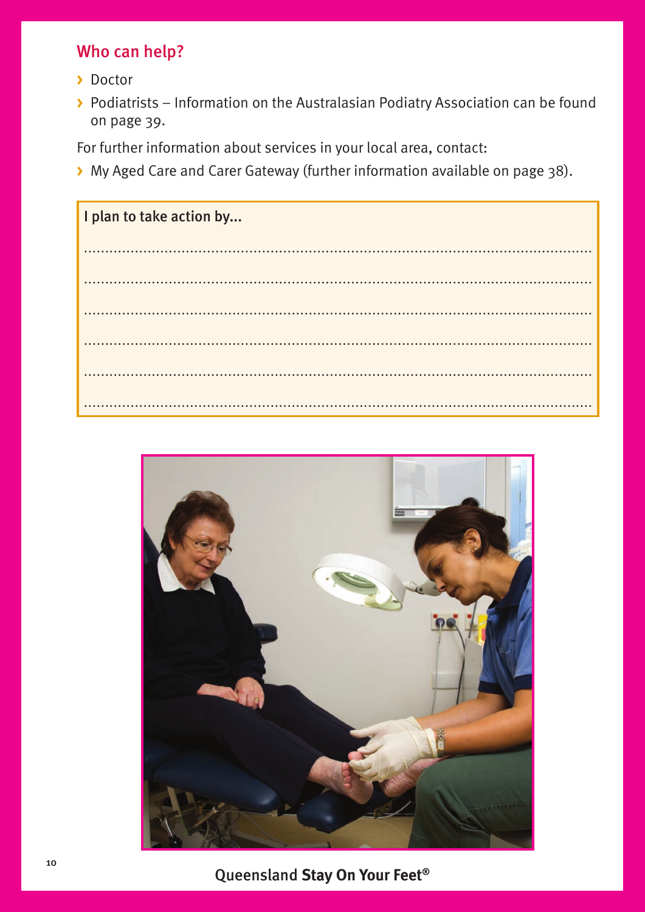## Who can help?

- Doctor
- Podiatrists – Information on the Australasian Podiatry Association can be found on page 39.

For further information about services in your local area, contact:

- My Aged Care and Carer Gateway (further information available on page 38).

**I plan to take action by...**

..............................................................................................................

..............................................................................................................

..............................................................................................................

..............................................................................................................

..............................................................................................................

..............................................................................................................